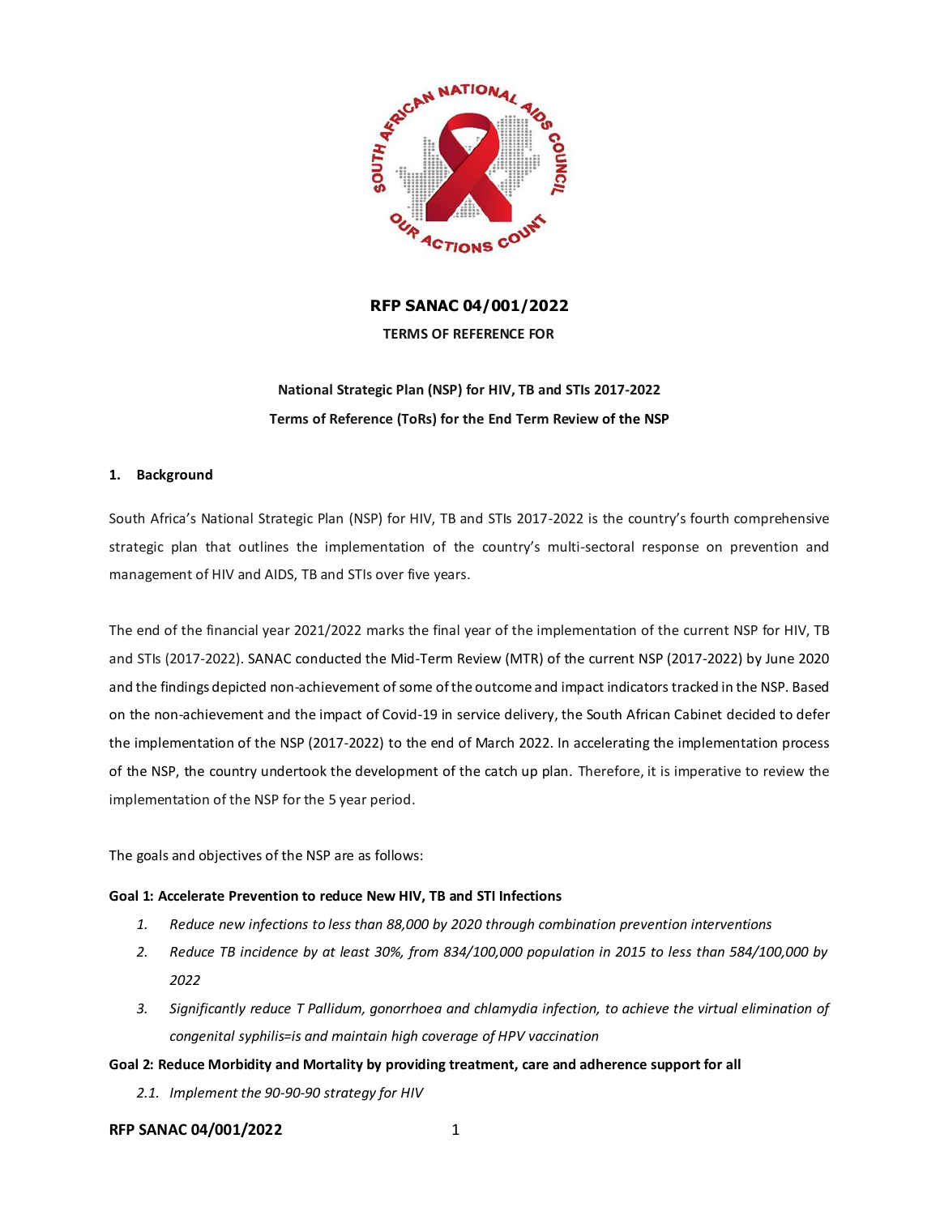**RFP SANAC 04/001/2022**

**TERMS OF REFERENCE FOR**

**National Strategic Plan (NSP) for HIV, TB and STIs 2017-2022**

**Terms of Reference (ToRs) for the End Term Review of the NSP**

## 1. Background

South Africa's National Strategic Plan (NSP) for HIV, TB and STIs 2017-2022 is the country's fourth comprehensive strategic plan that outlines the implementation of the country's multi-sectoral response on prevention and management of HIV and AIDS, TB and STIs over five years.

The end of the financial year 2021/2022 marks the final year of the implementation of the current NSP for HIV, TB and STIs (2017-2022). SANAC conducted the Mid-Term Review (MTR) of the current NSP (2017-2022) by June 2020 and the findings depicted non-achievement of some of the outcome and impact indicators tracked in the NSP. Based on the non-achievement and the impact of Covid-19 in service delivery, the South African Cabinet decided to defer the implementation of the NSP (2017-2022) to the end of March 2022. In accelerating the implementation process of the NSP, the country undertook the development of the catch up plan. Therefore, it is imperative to review the implementation of the NSP for the 5 year period.

The goals and objectives of the NSP are as follows:

**Goal 1: Accelerate Prevention to reduce New HIV, TB and STI Infections**

1. *Reduce new infections to less than 88,000 by 2020 through combination prevention interventions*
2. *Reduce TB incidence by at least 30%, from 834/100,000 population in 2015 to less than 584/100,000 by 2022*
3. *Significantly reduce T Pallidum, gonorrhoea and chlamydia infection, to achieve the virtual elimination of congenital syphilis=is and maintain high coverage of HPV vaccination*

**Goal 2: Reduce Morbidity and Mortality by providing treatment, care and adherence support for all**

2.1. *Implement the 90-90-90 strategy for HIV*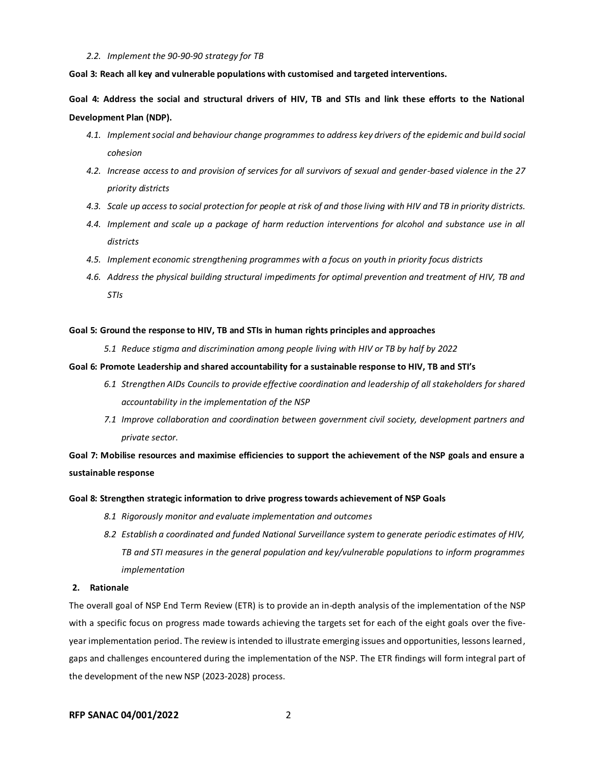*2.2. Implement the 90-90-90 strategy for TB*

**Goal 3: Reach all key and vulnerable populations with customised and targeted interventions.**

**Goal 4: Address the social and structural drivers of HIV, TB and STIs and link these efforts to the National Development Plan (NDP).**

*4.1. Implement social and behaviour change programmes to address key drivers of the epidemic and build social cohesion*

*4.2. Increase access to and provision of services for all survivors of sexual and gender-based violence in the 27 priority districts*

*4.3. Scale up access to social protection for people at risk of and those living with HIV and TB in priority districts.*

*4.4. Implement and scale up a package of harm reduction interventions for alcohol and substance use in all districts*

*4.5. Implement economic strengthening programmes with a focus on youth in priority focus districts*

*4.6. Address the physical building structural impediments for optimal prevention and treatment of HIV, TB and STIs*

**Goal 5: Ground the response to HIV, TB and STIs in human rights principles and approaches**

*5.1 Reduce stigma and discrimination among people living with HIV or TB by half by 2022*

**Goal 6: Promote Leadership and shared accountability for a sustainable response to HIV, TB and STI's**

*6.1 Strengthen AIDs Councils to provide effective coordination and leadership of all stakeholders for shared accountability in the implementation of the NSP*

*7.1 Improve collaboration and coordination between government civil society, development partners and private sector.*

**Goal 7: Mobilise resources and maximise efficiencies to support the achievement of the NSP goals and ensure a sustainable response**

**Goal 8: Strengthen strategic information to drive progress towards achievement of NSP Goals**

*8.1 Rigorously monitor and evaluate implementation and outcomes*

*8.2 Establish a coordinated and funded National Surveillance system to generate periodic estimates of HIV, TB and STI measures in the general population and key/vulnerable populations to inform programmes implementation*

## 2. Rationale

The overall goal of NSP End Term Review (ETR) is to provide an in-depth analysis of the implementation of the NSP with a specific focus on progress made towards achieving the targets set for each of the eight goals over the five-year implementation period. The review is intended to illustrate emerging issues and opportunities, lessons learned, gaps and challenges encountered during the implementation of the NSP. The ETR findings will form integral part of the development of the new NSP (2023-2028) process.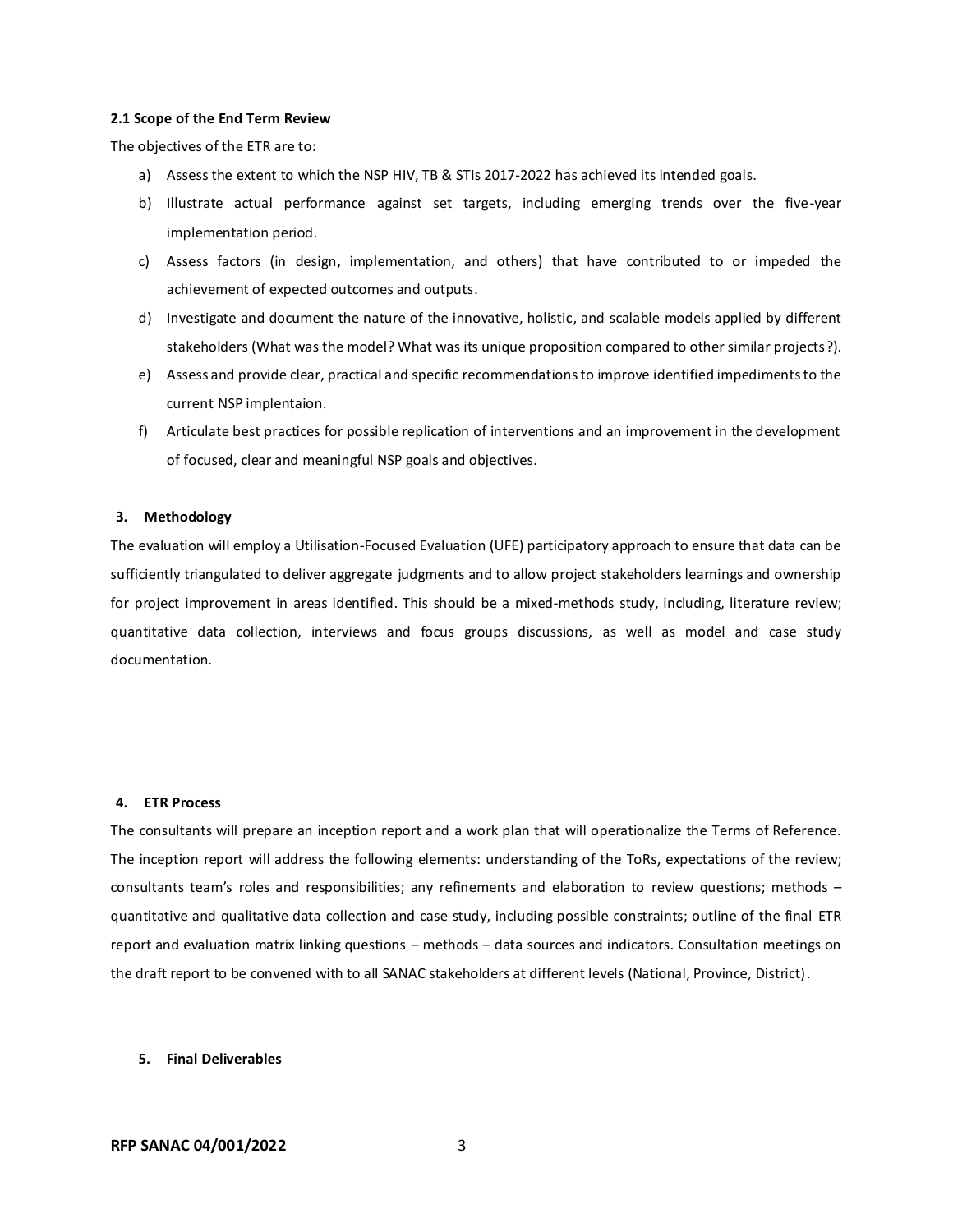### 2.1 Scope of the End Term Review

The objectives of the ETR are to:

a) Assess the extent to which the NSP HIV, TB & STIs 2017-2022 has achieved its intended goals.
b) Illustrate actual performance against set targets, including emerging trends over the five-year implementation period.
c) Assess factors (in design, implementation, and others) that have contributed to or impeded the achievement of expected outcomes and outputs.
d) Investigate and document the nature of the innovative, holistic, and scalable models applied by different stakeholders (What was the model? What was its unique proposition compared to other similar projects?).
e) Assess and provide clear, practical and specific recommendations to improve identified impediments to the current NSP implentaion.
f) Articulate best practices for possible replication of interventions and an improvement in the development of focused, clear and meaningful NSP goals and objectives.

## 3. Methodology

The evaluation will employ a Utilisation-Focused Evaluation (UFE) participatory approach to ensure that data can be sufficiently triangulated to deliver aggregate judgments and to allow project stakeholders learnings and ownership for project improvement in areas identified. This should be a mixed-methods study, including, literature review; quantitative data collection, interviews and focus groups discussions, as well as model and case study documentation.

## 4. ETR Process

The consultants will prepare an inception report and a work plan that will operationalize the Terms of Reference. The inception report will address the following elements: understanding of the ToRs, expectations of the review; consultants team's roles and responsibilities; any refinements and elaboration to review questions; methods – quantitative and qualitative data collection and case study, including possible constraints; outline of the final ETR report and evaluation matrix linking questions – methods – data sources and indicators. Consultation meetings on the draft report to be convened with to all SANAC stakeholders at different levels (National, Province, District).

## 5. Final Deliverables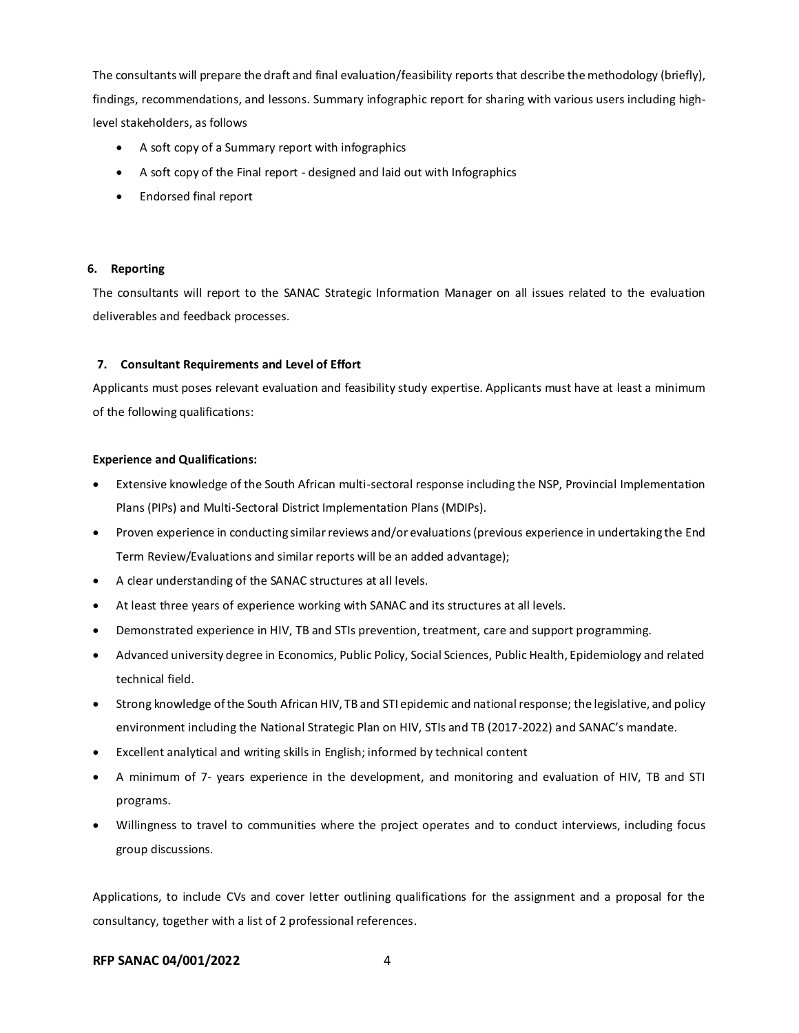The consultants will prepare the draft and final evaluation/feasibility reports that describe the methodology (briefly), findings, recommendations, and lessons. Summary infographic report for sharing with various users including high-level stakeholders, as follows

- A soft copy of a Summary report with infographics
- A soft copy of the Final report - designed and laid out with Infographics
- Endorsed final report

## 6. Reporting

The consultants will report to the SANAC Strategic Information Manager on all issues related to the evaluation deliverables and feedback processes.

## 7. Consultant Requirements and Level of Effort

Applicants must poses relevant evaluation and feasibility study expertise. Applicants must have at least a minimum of the following qualifications:

**Experience and Qualifications:**

- Extensive knowledge of the South African multi-sectoral response including the NSP, Provincial Implementation Plans (PIPs) and Multi-Sectoral District Implementation Plans (MDIPs).
- Proven experience in conducting similar reviews and/or evaluations (previous experience in undertaking the End Term Review/Evaluations and similar reports will be an added advantage);
- A clear understanding of the SANAC structures at all levels.
- At least three years of experience working with SANAC and its structures at all levels.
- Demonstrated experience in HIV, TB and STIs prevention, treatment, care and support programming.
- Advanced university degree in Economics, Public Policy, Social Sciences, Public Health, Epidemiology and related technical field.
- Strong knowledge of the South African HIV, TB and STI epidemic and national response; the legislative, and policy environment including the National Strategic Plan on HIV, STIs and TB (2017-2022) and SANAC's mandate.
- Excellent analytical and writing skills in English; informed by technical content
- A minimum of 7- years experience in the development, and monitoring and evaluation of HIV, TB and STI programs.
- Willingness to travel to communities where the project operates and to conduct interviews, including focus group discussions.

Applications, to include CVs and cover letter outlining qualifications for the assignment and a proposal for the consultancy, together with a list of 2 professional references.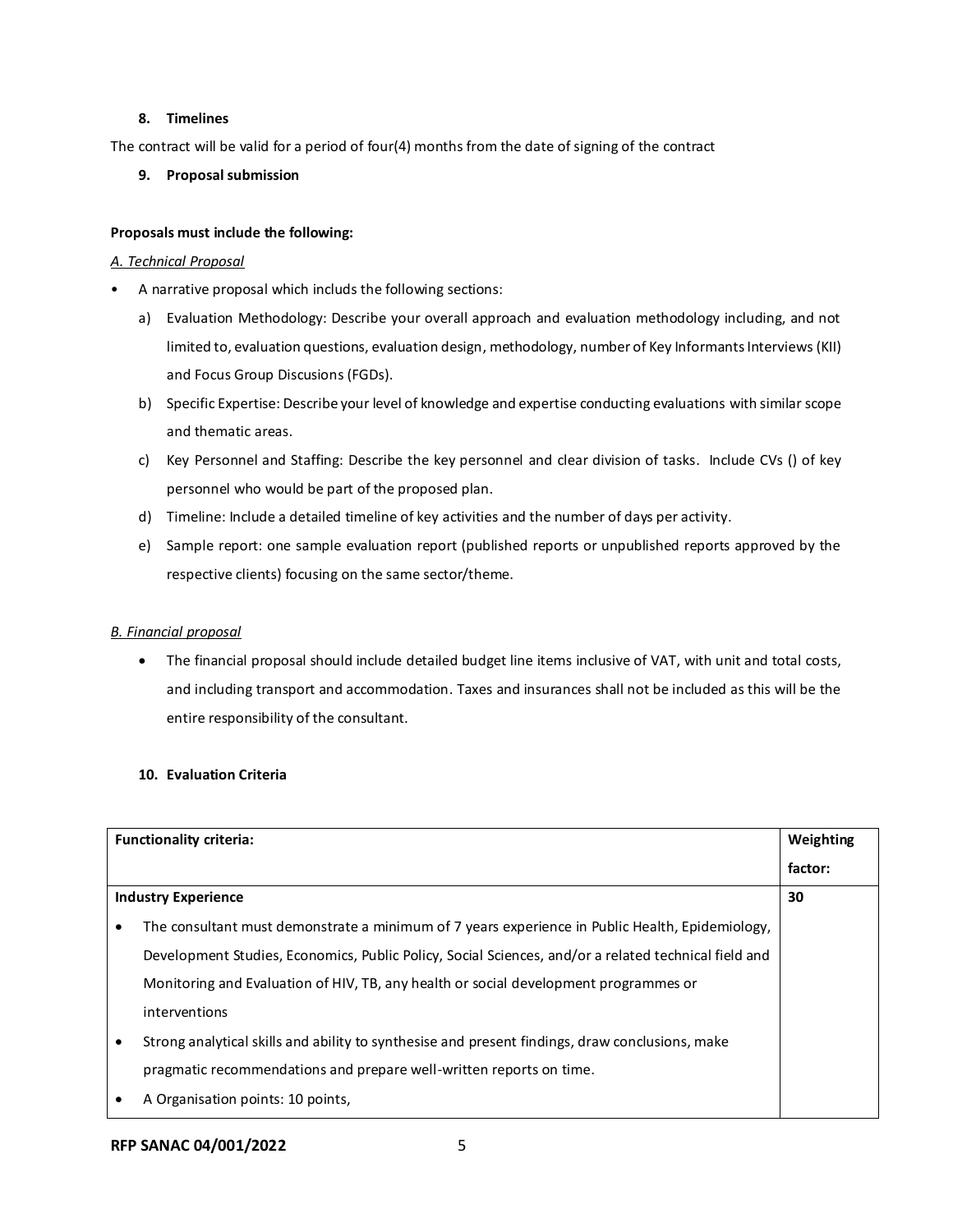## 8. Timelines

The contract will be valid for a period of four(4) months from the date of signing of the contract

## 9. Proposal submission

**Proposals must include the following:**

*A. Technical Proposal*

- A narrative proposal which includs the following sections:
  - a) Evaluation Methodology: Describe your overall approach and evaluation methodology including, and not limited to, evaluation questions, evaluation design, methodology, number of Key Informants Interviews (KII) and Focus Group Discusions (FGDs).
  - b) Specific Expertise: Describe your level of knowledge and expertise conducting evaluations with similar scope and thematic areas.
  - c) Key Personnel and Staffing: Describe the key personnel and clear division of tasks. Include CVs () of key personnel who would be part of the proposed plan.
  - d) Timeline: Include a detailed timeline of key activities and the number of days per activity.
  - e) Sample report: one sample evaluation report (published reports or unpublished reports approved by the respective clients) focusing on the same sector/theme.

*B. Financial proposal*

- The financial proposal should include detailed budget line items inclusive of VAT, with unit and total costs, and including transport and accommodation. Taxes and insurances shall not be included as this will be the entire responsibility of the consultant.

## 10. Evaluation Criteria

| **Functionality criteria:** | **Weighting factor:** |
|---|---|
| **Industry Experience** | **30** |
| • The consultant must demonstrate a minimum of 7 years experience in Public Health, Epidemiology, Development Studies, Economics, Public Policy, Social Sciences, and/or a related technical field and Monitoring and Evaluation of HIV, TB, any health or social development programmes or interventions<br>• Strong analytical skills and ability to synthesise and present findings, draw conclusions, make pragmatic recommendations and prepare well-written reports on time.<br>• A Organisation points: 10 points, | |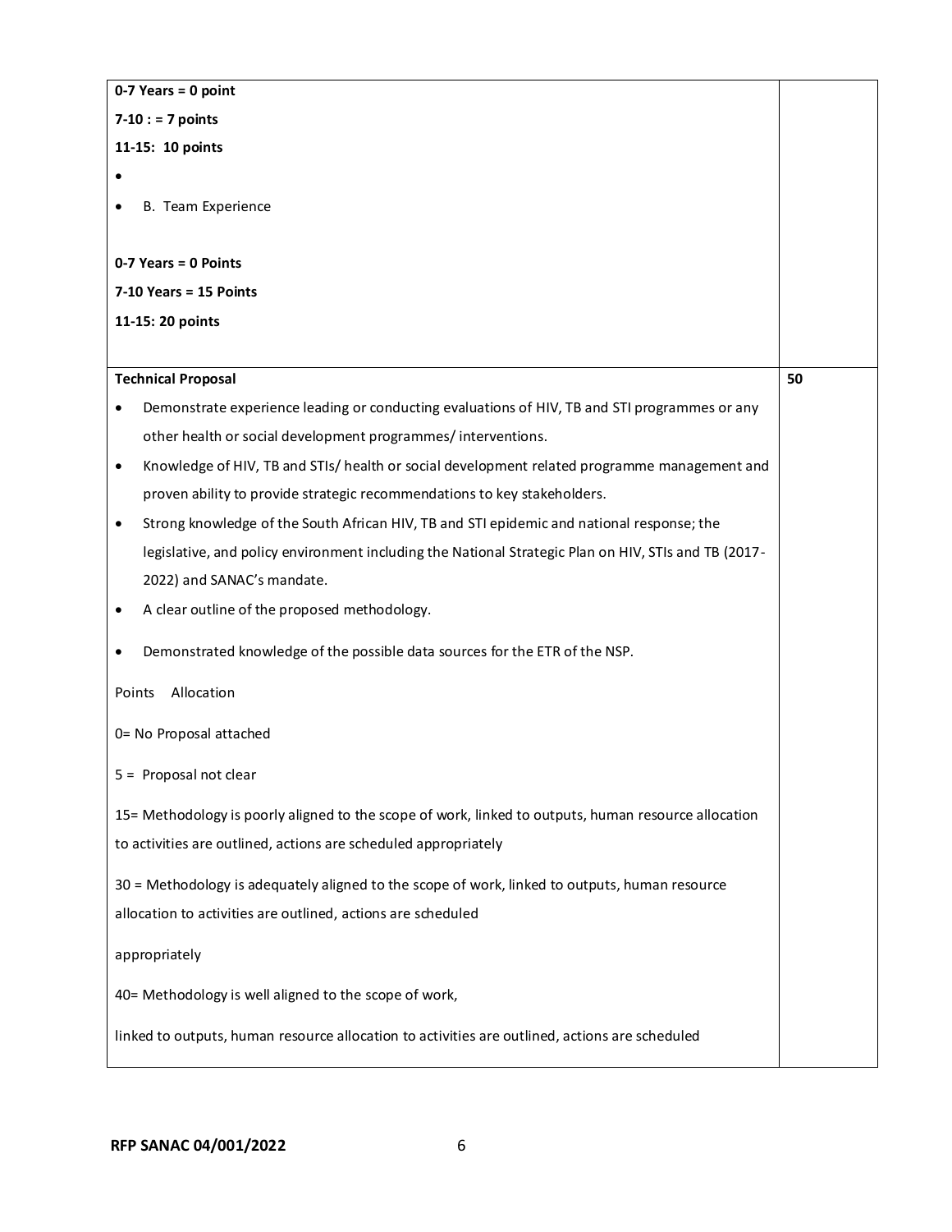| | |
|---|---|
| **0-7 Years = 0 point**<br>**7-10 : = 7 points**<br>**11-15: 10 points**<br>•<br>• B. Team Experience<br><br>**0-7 Years = 0 Points**<br>**7-10 Years = 15 Points**<br>**11-15: 20 points** | |
| **Technical Proposal**<br>• Demonstrate experience leading or conducting evaluations of HIV, TB and STI programmes or any other health or social development programmes/ interventions.<br>• Knowledge of HIV, TB and STIs/ health or social development related programme management and proven ability to provide strategic recommendations to key stakeholders.<br>• Strong knowledge of the South African HIV, TB and STI epidemic and national response; the legislative, and policy environment including the National Strategic Plan on HIV, STIs and TB (2017-2022) and SANAC's mandate.<br>• A clear outline of the proposed methodology.<br>• Demonstrated knowledge of the possible data sources for the ETR of the NSP.<br><br>Points Allocation<br><br>0= No Proposal attached<br><br>5 = Proposal not clear<br><br>15= Methodology is poorly aligned to the scope of work, linked to outputs, human resource allocation to activities are outlined, actions are scheduled appropriately<br><br>30 = Methodology is adequately aligned to the scope of work, linked to outputs, human resource allocation to activities are outlined, actions are scheduled<br><br>appropriately<br><br>40= Methodology is well aligned to the scope of work,<br><br>linked to outputs, human resource allocation to activities are outlined, actions are scheduled | **50** |

**RFP SANAC 04/001/2022**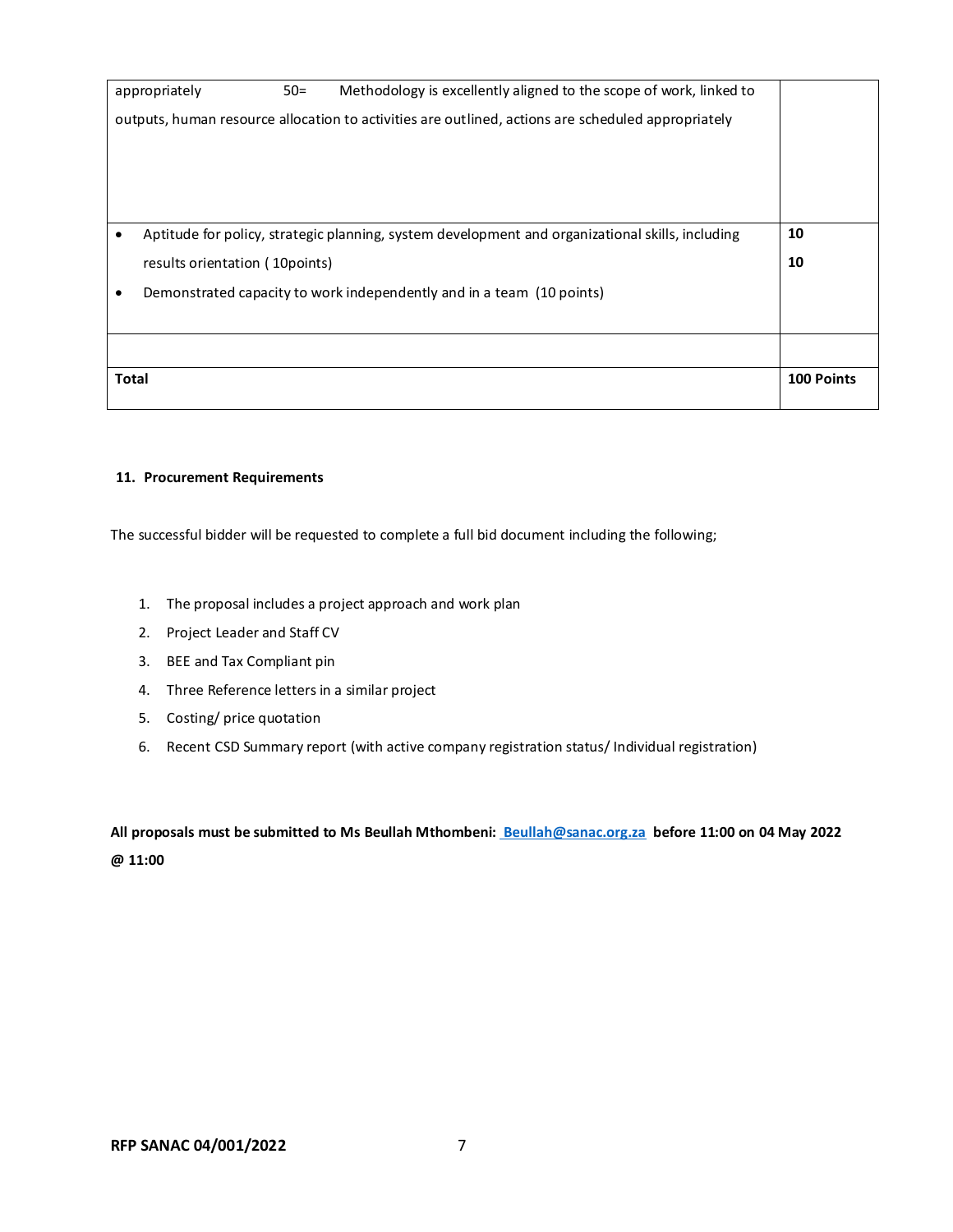| | |
|---|---|
| appropriately 50= Methodology is excellently aligned to the scope of work, linked to outputs, human resource allocation to activities are outlined, actions are scheduled appropriately | |
| • Aptitude for policy, strategic planning, system development and organizational skills, including results orientation ( 10points)<br>• Demonstrated capacity to work independently and in a team (10 points) | **10**<br>**10** |
| | |
| **Total** | **100 Points** |

**11. Procurement Requirements**

The successful bidder will be requested to complete a full bid document including the following;

1. The proposal includes a project approach and work plan
2. Project Leader and Staff CV
3. BEE and Tax Compliant pin
4. Three Reference letters in a similar project
5. Costing/ price quotation
6. Recent CSD Summary report (with active company registration status/ Individual registration)

**All proposals must be submitted to Ms Beullah Mthombeni: Beullah@sanac.org.za before 11:00 on 04 May 2022 @ 11:00**

**RFP SANAC 04/001/2022**